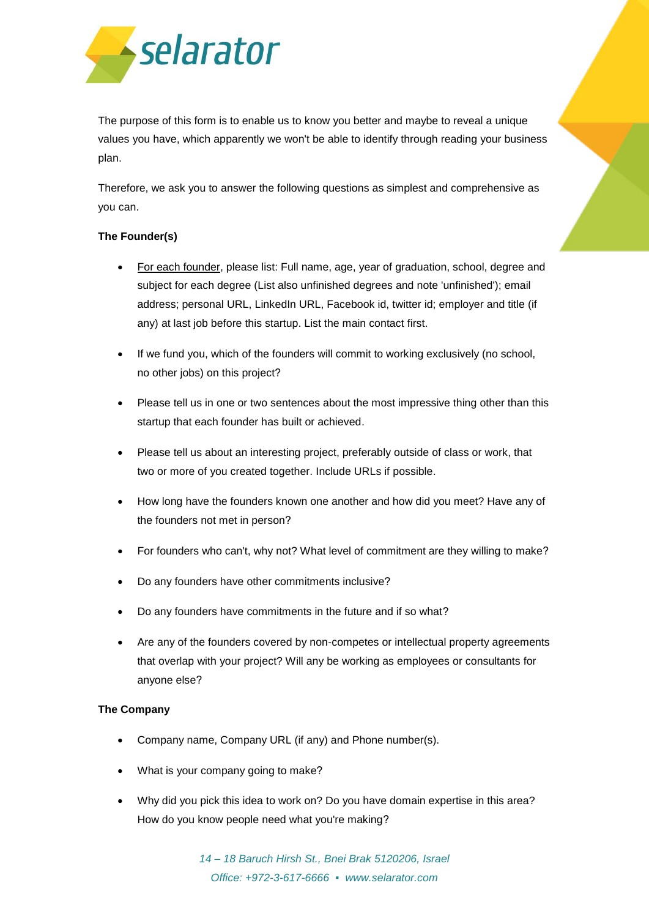selarator

The purpose of this form is to enable us to know you better and maybe to reveal a unique values you have, which apparently we won't be able to identify through reading your business plan.

Therefore, we ask you to answer the following questions as simplest and comprehensive as you can.

**The Founder(s)**

- For each founder, please list: Full name, age, year of graduation, school, degree and subject for each degree (List also unfinished degrees and note 'unfinished'); email address; personal URL, LinkedIn URL, Facebook id, twitter id; employer and title (if any) at last job before this startup. List the main contact first.
- If we fund you, which of the founders will commit to working exclusively (no school, no other jobs) on this project?
- Please tell us in one or two sentences about the most impressive thing other than this startup that each founder has built or achieved.
- Please tell us about an interesting project, preferably outside of class or work, that two or more of you created together. Include URLs if possible.
- How long have the founders known one another and how did you meet? Have any of the founders not met in person?
- For founders who can't, why not? What level of commitment are they willing to make?
- Do any founders have other commitments inclusive?
- Do any founders have commitments in the future and if so what?
- Are any of the founders covered by non-competes or intellectual property agreements that overlap with your project? Will any be working as employees or consultants for anyone else?

**The Company**

- Company name, Company URL (if any) and Phone number(s).
- What is your company going to make?
- Why did you pick this idea to work on? Do you have domain expertise in this area? How do you know people need what you're making?

*14 – 18 Baruch Hirsh St., Bnei Brak 5120206, Israel*
*Office: +972-3-617-6666 ▪ www.selarator.com*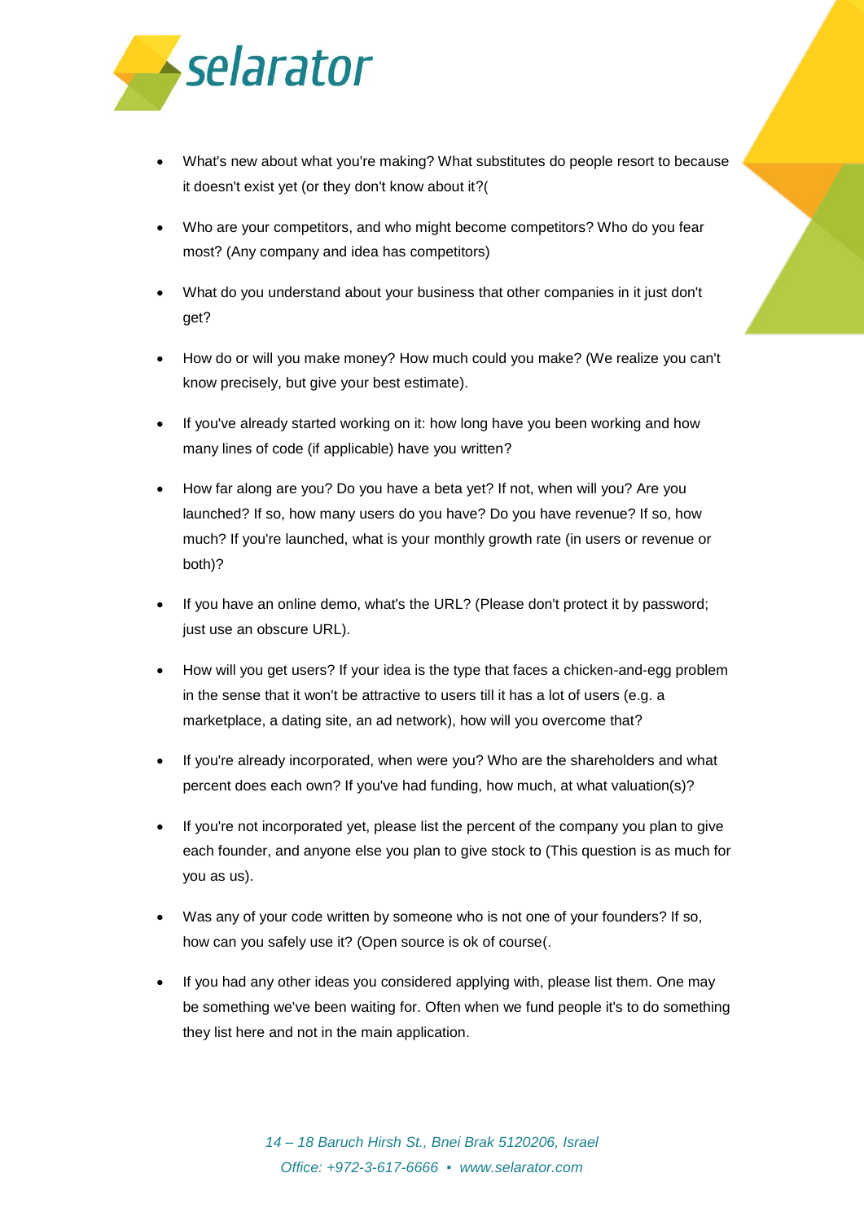- What's new about what you're making? What substitutes do people resort to because it doesn't exist yet (or they don't know about it?(

- Who are your competitors, and who might become competitors? Who do you fear most? (Any company and idea has competitors)

- What do you understand about your business that other companies in it just don't get?

- How do or will you make money? How much could you make? (We realize you can't know precisely, but give your best estimate).

- If you've already started working on it: how long have you been working and how many lines of code (if applicable) have you written?

- How far along are you? Do you have a beta yet? If not, when will you? Are you launched? If so, how many users do you have? Do you have revenue? If so, how much? If you're launched, what is your monthly growth rate (in users or revenue or both)?

- If you have an online demo, what's the URL? (Please don't protect it by password; just use an obscure URL).

- How will you get users? If your idea is the type that faces a chicken-and-egg problem in the sense that it won't be attractive to users till it has a lot of users (e.g. a marketplace, a dating site, an ad network), how will you overcome that?

- If you're already incorporated, when were you? Who are the shareholders and what percent does each own? If you've had funding, how much, at what valuation(s)?

- If you're not incorporated yet, please list the percent of the company you plan to give each founder, and anyone else you plan to give stock to (This question is as much for you as us).

- Was any of your code written by someone who is not one of your founders? If so, how can you safely use it? (Open source is ok of course(.

- If you had any other ideas you considered applying with, please list them. One may be something we've been waiting for. Often when we fund people it's to do something they list here and not in the main application.